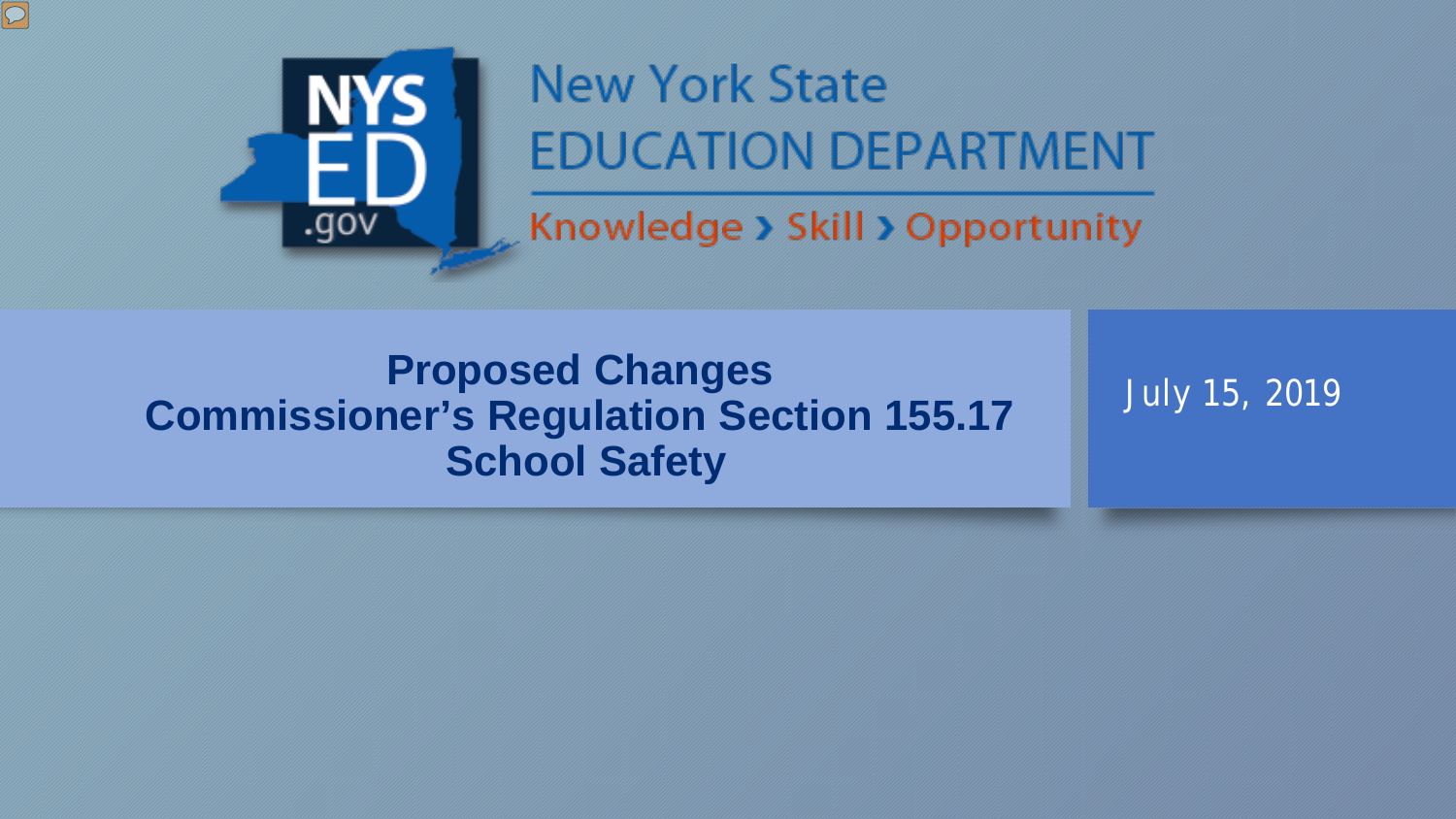New York State
EDUCATION DEPARTMENT
Knowledge › Skill › Opportunity

# Proposed Changes
# Commissioner's Regulation Section 155.17
# School Safety

July 15, 2019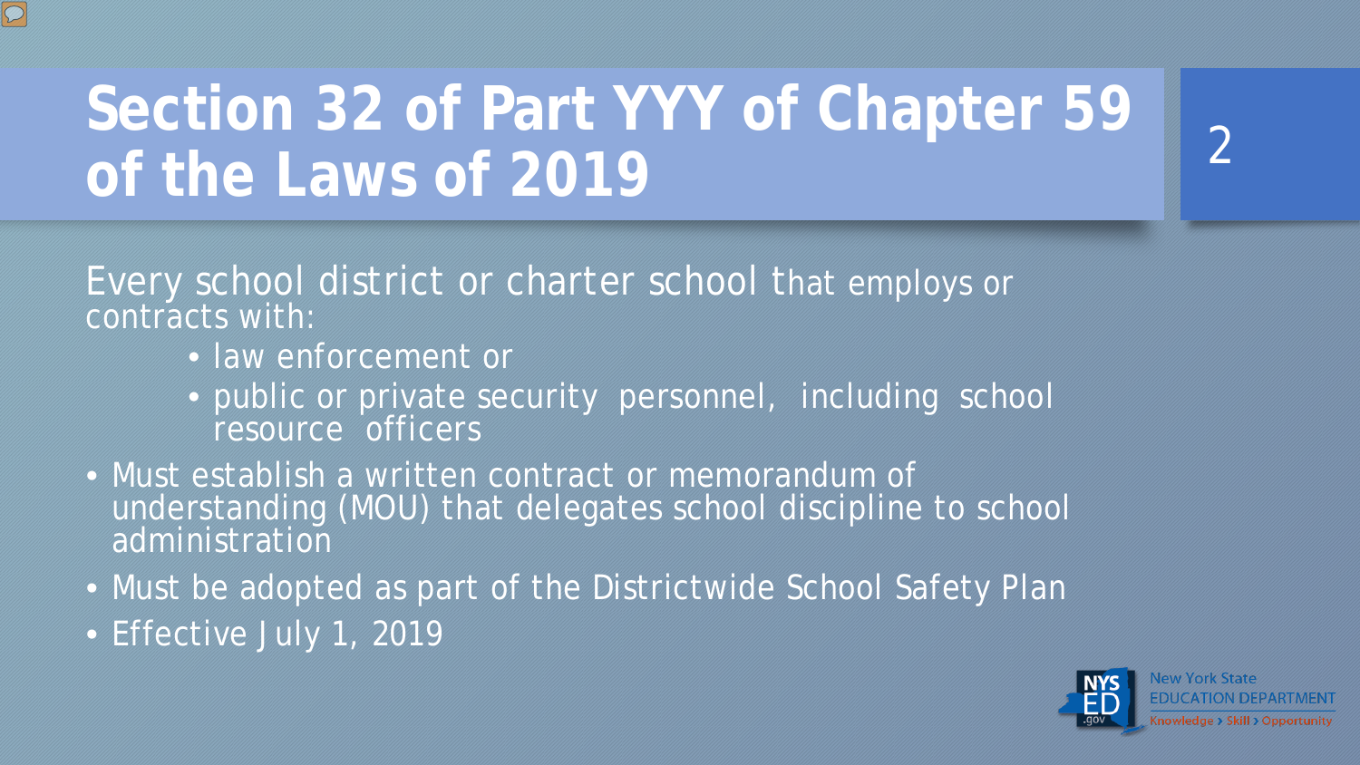# Section 32 of Part YYY of Chapter 59 of the Laws of 2019

Every school district or charter school that employs or contracts with:

- law enforcement or
- public or private security personnel, including school resource officers

- Must establish a written contract or memorandum of understanding (MOU) that delegates school discipline to school administration
- Must be adopted as part of the Districtwide School Safety Plan
- Effective July 1, 2019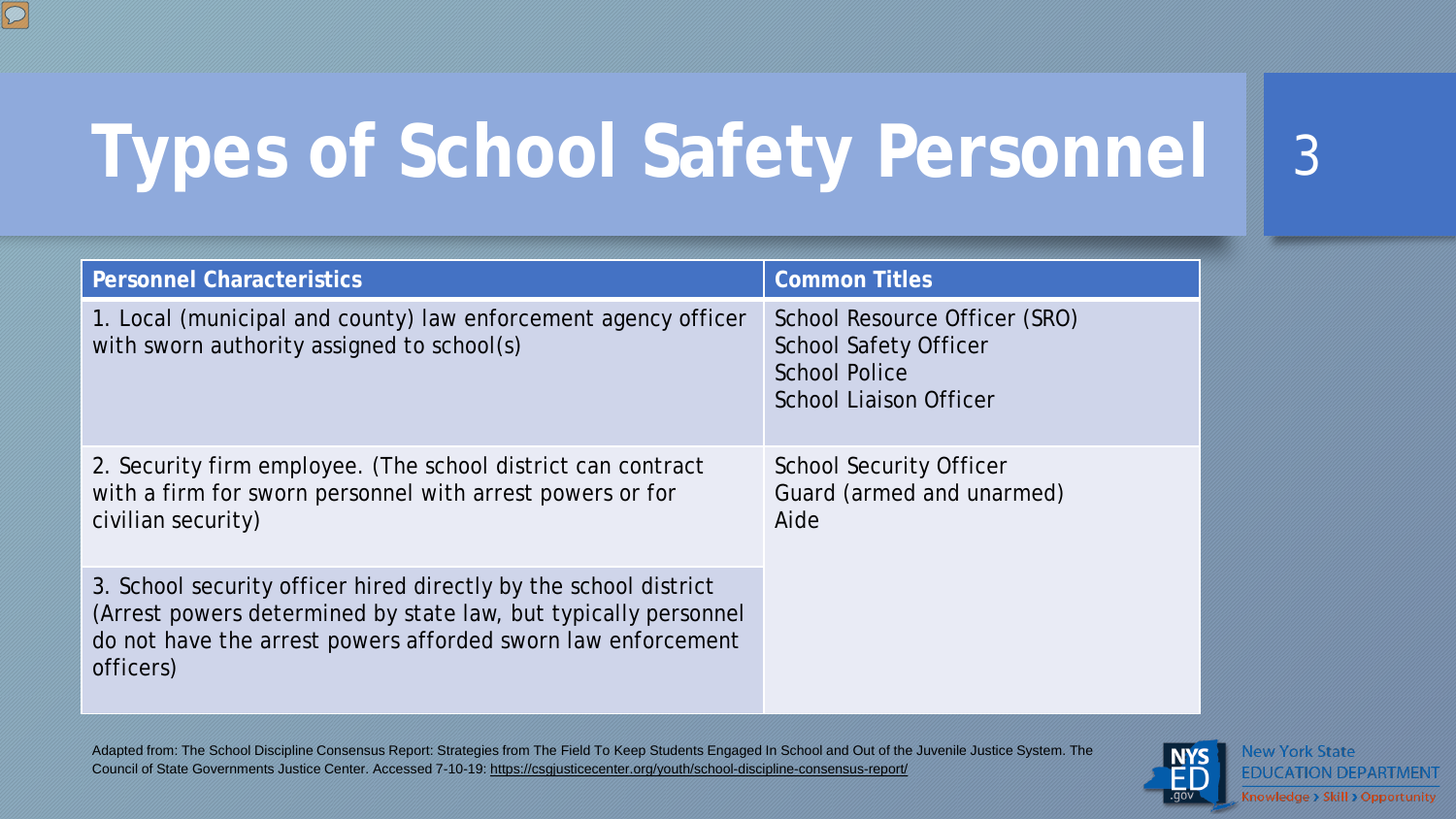# Types of School Safety Personnel

| Personnel Characteristics | Common Titles |
| --- | --- |
| 1. Local (municipal and county) law enforcement agency officer with sworn authority assigned to school(s) | School Resource Officer (SRO)<br>School Safety Officer<br>School Police<br>School Liaison Officer |
| 2. Security firm employee. (The school district can contract with a firm for sworn personnel with arrest powers or for civilian security) | School Security Officer<br>Guard (armed and unarmed)<br>Aide |
| 3. School security officer hired directly by the school district (Arrest powers determined by state law, but typically personnel do not have the arrest powers afforded sworn law enforcement officers) | |

Adapted from: The School Discipline Consensus Report: Strategies from The Field To Keep Students Engaged In School and Out of the Juvenile Justice System. The Council of State Governments Justice Center. Accessed 7-10-19: https://csgjusticecenter.org/youth/school-discipline-consensus-report/

New York State EDUCATION DEPARTMENT
Knowledge › Skill › Opportunity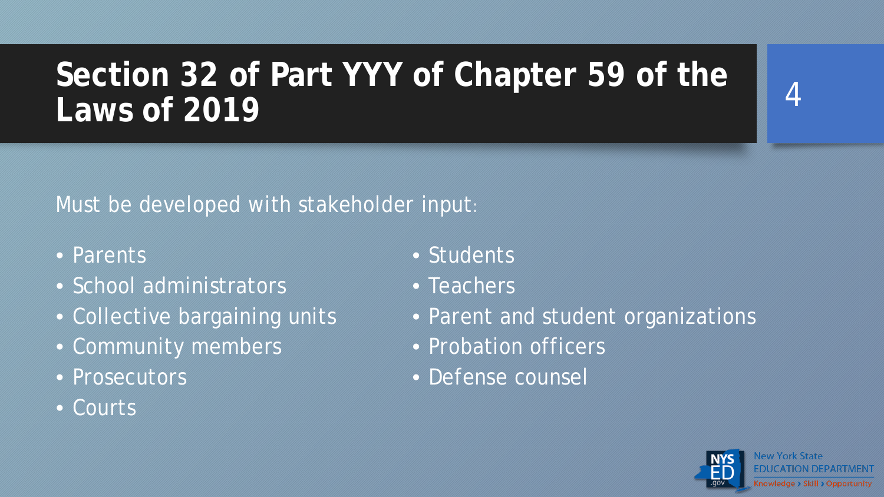# Section 32 of Part YYY of Chapter 59 of the Laws of 2019

Must be developed with stakeholder input:

- Parents
- School administrators
- Collective bargaining units
- Community members
- Prosecutors
- Courts
- Students
- Teachers
- Parent and student organizations
- Probation officers
- Defense counsel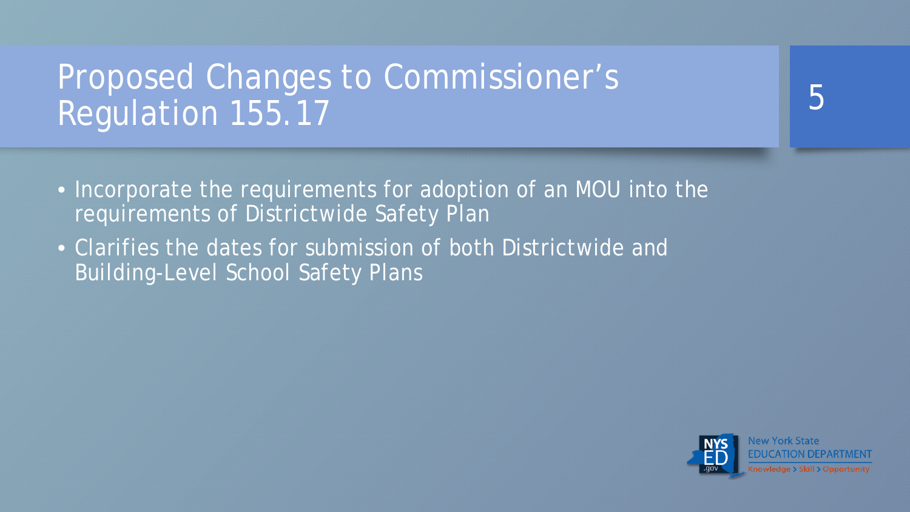# Proposed Changes to Commissioner's Regulation 155.17

- Incorporate the requirements for adoption of an MOU into the requirements of Districtwide Safety Plan
- Clarifies the dates for submission of both Districtwide and Building-Level School Safety Plans